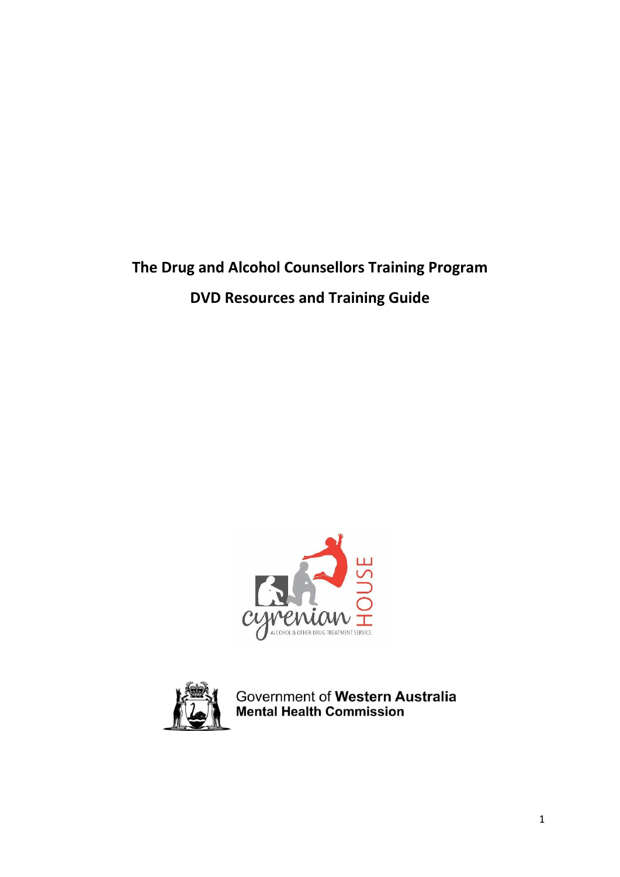# The Drug and Alcohol Counsellors Training Program

## DVD Resources and Training Guide

cyrenian HOUSE
ALCOHOL & OTHER DRUG TREATMENT SERVICE

Government of **Western Australia**
**Mental Health Commission**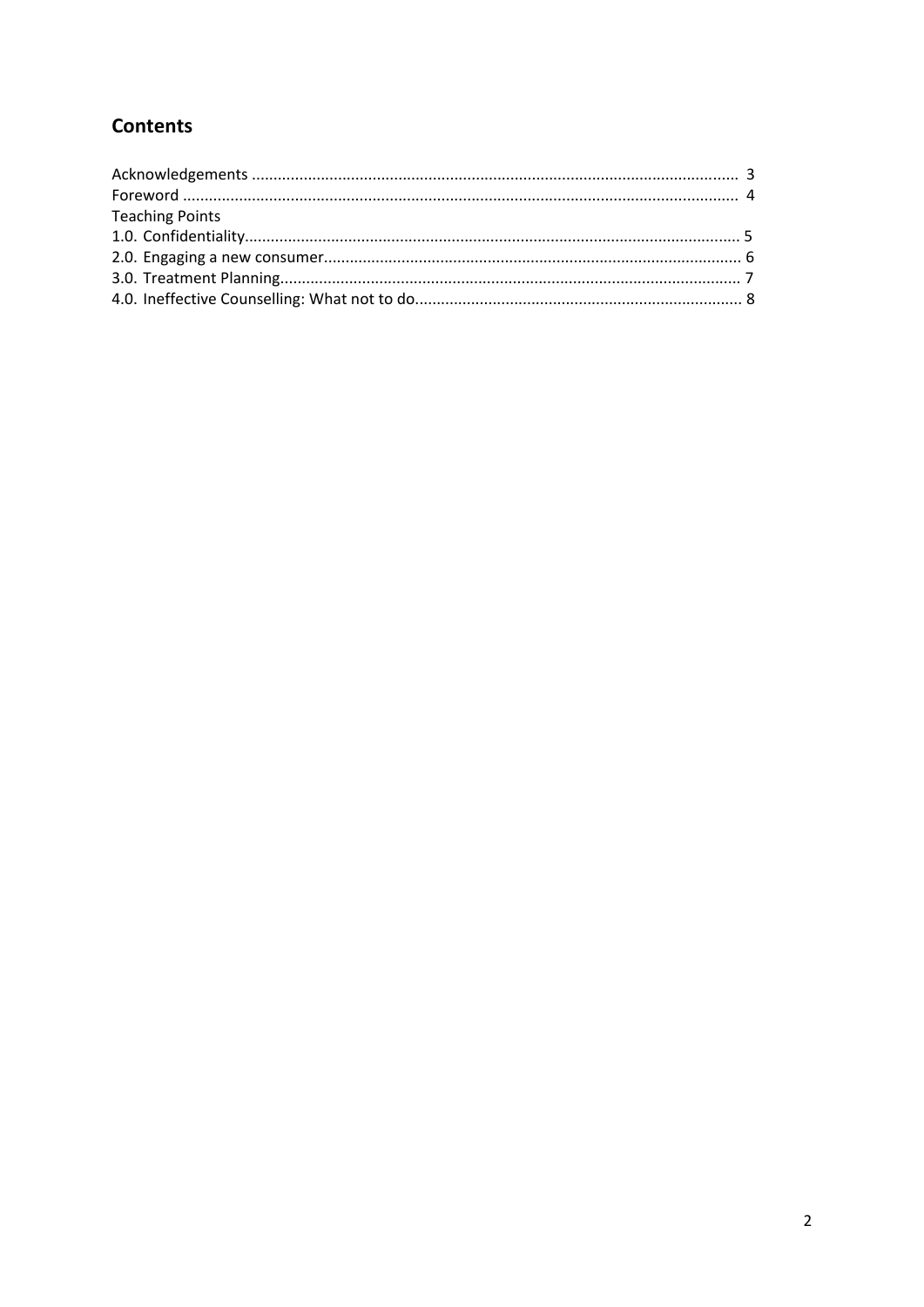## Contents

Acknowledgements ........................................................................................................... 3
Foreword ......................................................................................................................... 4
Teaching Points
1.0. Confidentiality............................................................................................................. 5
2.0. Engaging a new consumer.......................................................................................... 6
3.0. Treatment Planning.................................................................................................... 7
4.0. Ineffective Counselling: What not to do..................................................................... 8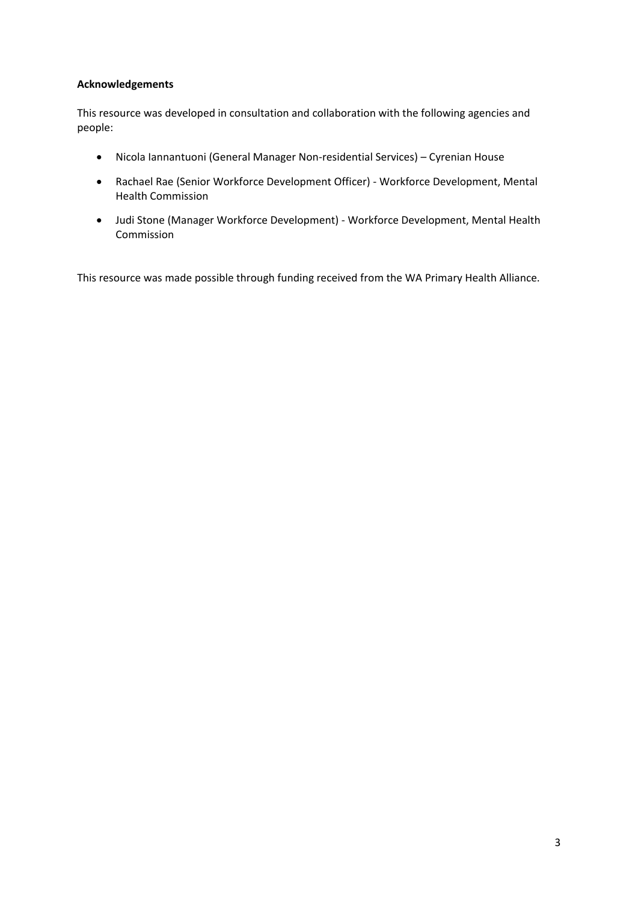**Acknowledgements**

This resource was developed in consultation and collaboration with the following agencies and people:

- Nicola Iannantuoni (General Manager Non-residential Services) – Cyrenian House
- Rachael Rae (Senior Workforce Development Officer) - Workforce Development, Mental Health Commission
- Judi Stone (Manager Workforce Development) - Workforce Development, Mental Health Commission

This resource was made possible through funding received from the WA Primary Health Alliance.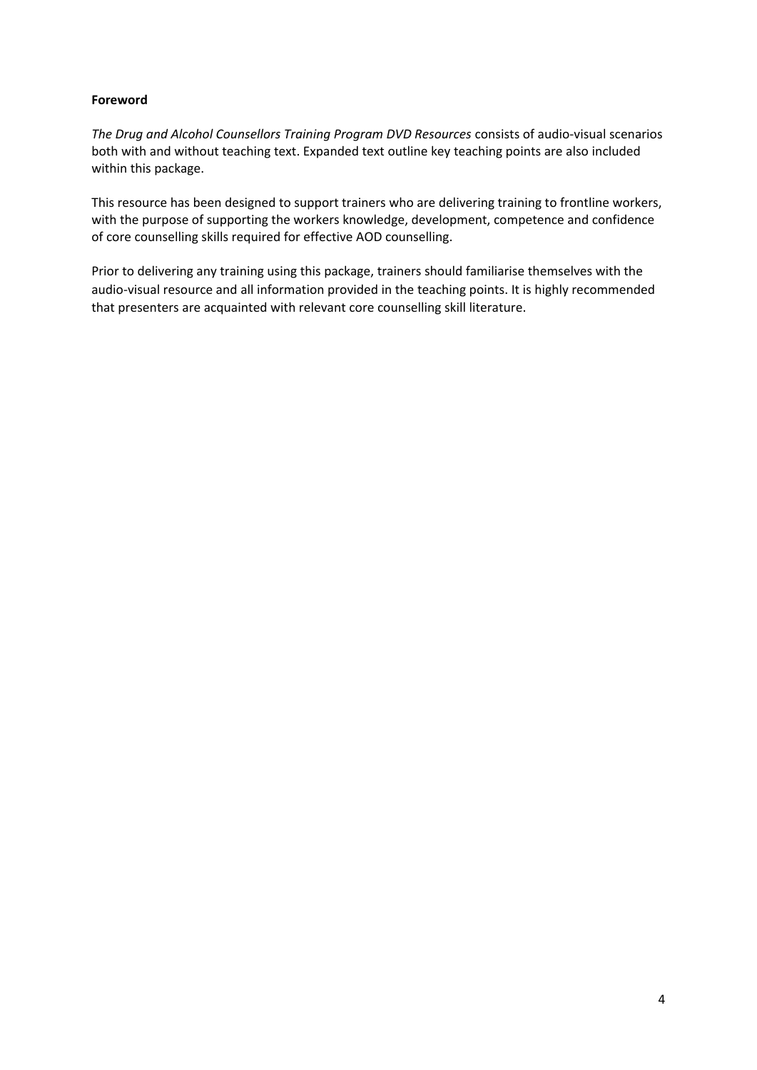## Foreword

*The Drug and Alcohol Counsellors Training Program DVD Resources* consists of audio-visual scenarios both with and without teaching text. Expanded text outline key teaching points are also included within this package.

This resource has been designed to support trainers who are delivering training to frontline workers, with the purpose of supporting the workers knowledge, development, competence and confidence of core counselling skills required for effective AOD counselling.

Prior to delivering any training using this package, trainers should familiarise themselves with the audio-visual resource and all information provided in the teaching points. It is highly recommended that presenters are acquainted with relevant core counselling skill literature.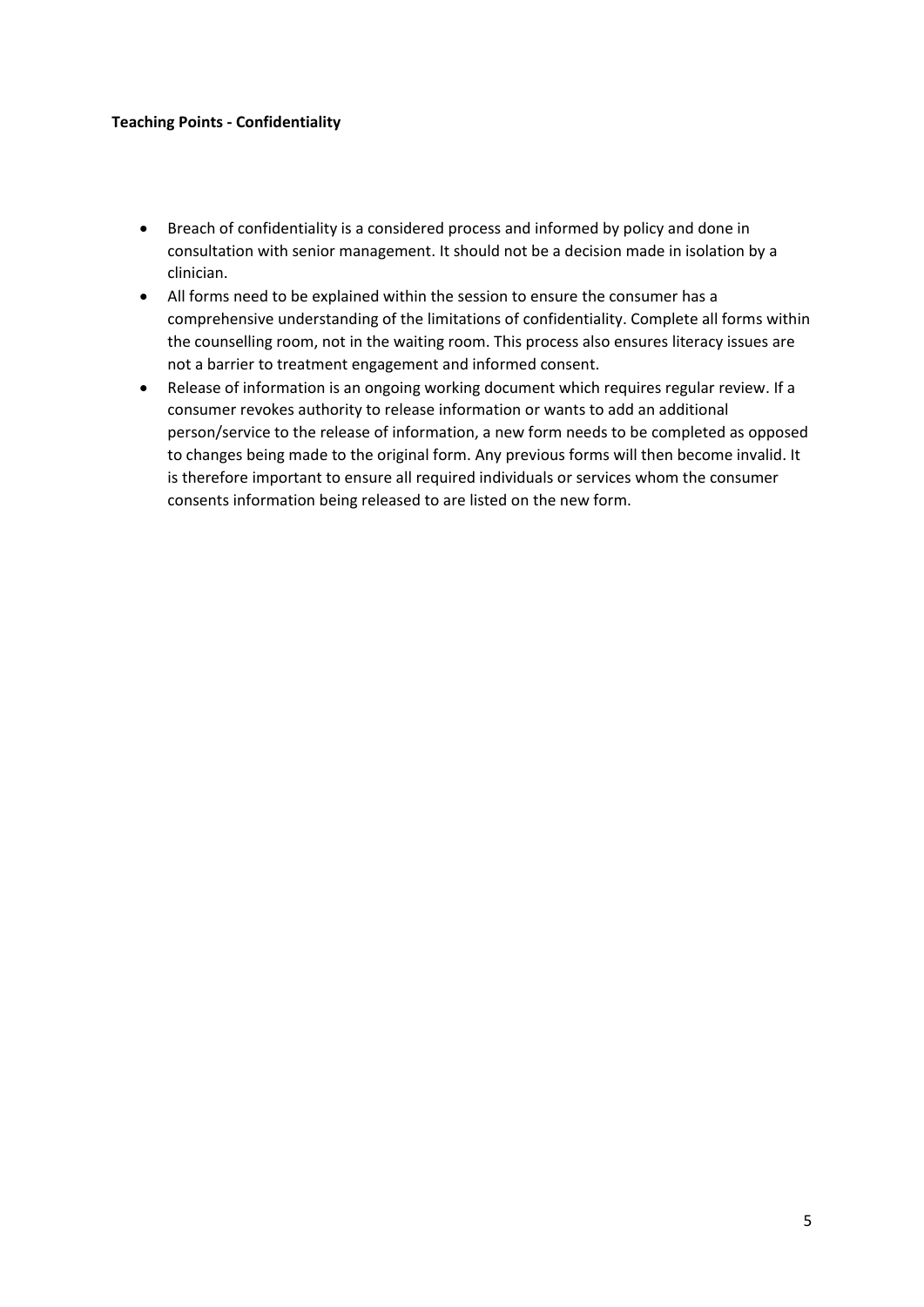**Teaching Points - Confidentiality**

- Breach of confidentiality is a considered process and informed by policy and done in consultation with senior management. It should not be a decision made in isolation by a clinician.
- All forms need to be explained within the session to ensure the consumer has a comprehensive understanding of the limitations of confidentiality. Complete all forms within the counselling room, not in the waiting room. This process also ensures literacy issues are not a barrier to treatment engagement and informed consent.
- Release of information is an ongoing working document which requires regular review. If a consumer revokes authority to release information or wants to add an additional person/service to the release of information, a new form needs to be completed as opposed to changes being made to the original form. Any previous forms will then become invalid. It is therefore important to ensure all required individuals or services whom the consumer consents information being released to are listed on the new form.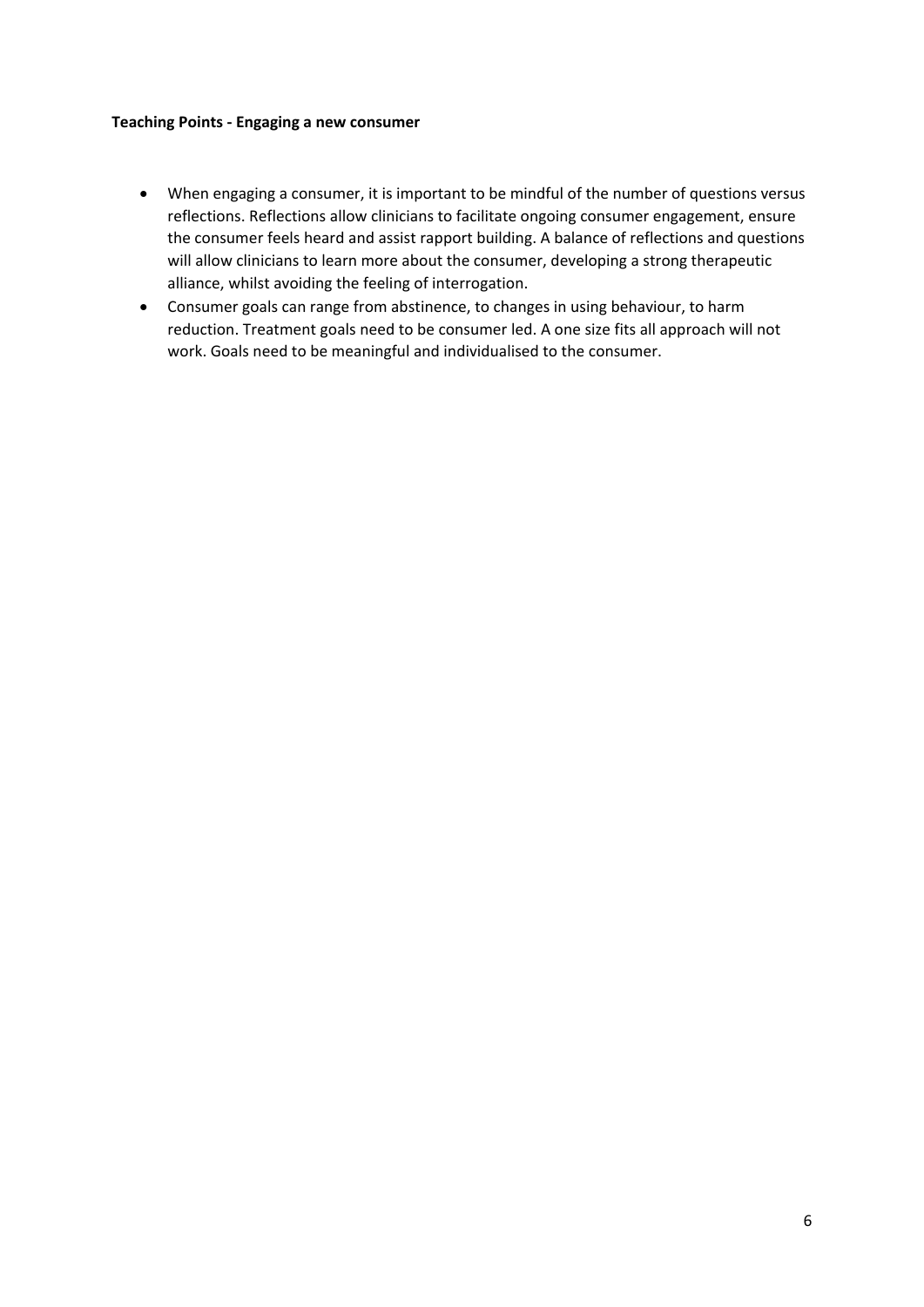**Teaching Points - Engaging a new consumer**

- When engaging a consumer, it is important to be mindful of the number of questions versus reflections. Reflections allow clinicians to facilitate ongoing consumer engagement, ensure the consumer feels heard and assist rapport building. A balance of reflections and questions will allow clinicians to learn more about the consumer, developing a strong therapeutic alliance, whilst avoiding the feeling of interrogation.
- Consumer goals can range from abstinence, to changes in using behaviour, to harm reduction. Treatment goals need to be consumer led. A one size fits all approach will not work. Goals need to be meaningful and individualised to the consumer.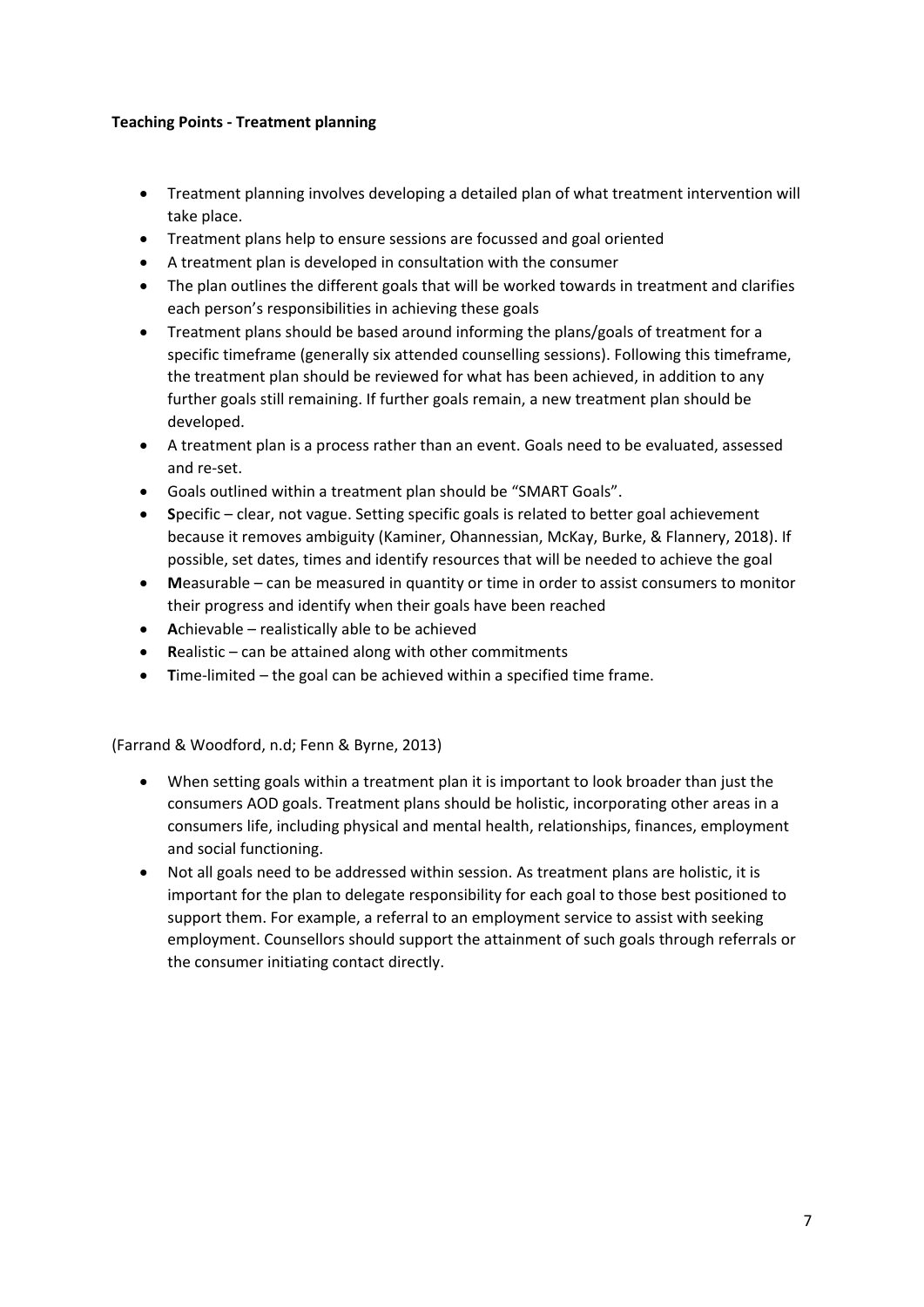**Teaching Points - Treatment planning**

- Treatment planning involves developing a detailed plan of what treatment intervention will take place.
- Treatment plans help to ensure sessions are focussed and goal oriented
- A treatment plan is developed in consultation with the consumer
- The plan outlines the different goals that will be worked towards in treatment and clarifies each person's responsibilities in achieving these goals
- Treatment plans should be based around informing the plans/goals of treatment for a specific timeframe (generally six attended counselling sessions). Following this timeframe, the treatment plan should be reviewed for what has been achieved, in addition to any further goals still remaining. If further goals remain, a new treatment plan should be developed.
- A treatment plan is a process rather than an event. Goals need to be evaluated, assessed and re-set.
- Goals outlined within a treatment plan should be "SMART Goals".
- **S**pecific – clear, not vague. Setting specific goals is related to better goal achievement because it removes ambiguity (Kaminer, Ohannessian, McKay, Burke, & Flannery, 2018). If possible, set dates, times and identify resources that will be needed to achieve the goal
- **M**easurable – can be measured in quantity or time in order to assist consumers to monitor their progress and identify when their goals have been reached
- **A**chievable – realistically able to be achieved
- **R**ealistic – can be attained along with other commitments
- **T**ime-limited – the goal can be achieved within a specified time frame.

(Farrand & Woodford, n.d; Fenn & Byrne, 2013)

- When setting goals within a treatment plan it is important to look broader than just the consumers AOD goals. Treatment plans should be holistic, incorporating other areas in a consumers life, including physical and mental health, relationships, finances, employment and social functioning.
- Not all goals need to be addressed within session. As treatment plans are holistic, it is important for the plan to delegate responsibility for each goal to those best positioned to support them. For example, a referral to an employment service to assist with seeking employment. Counsellors should support the attainment of such goals through referrals or the consumer initiating contact directly.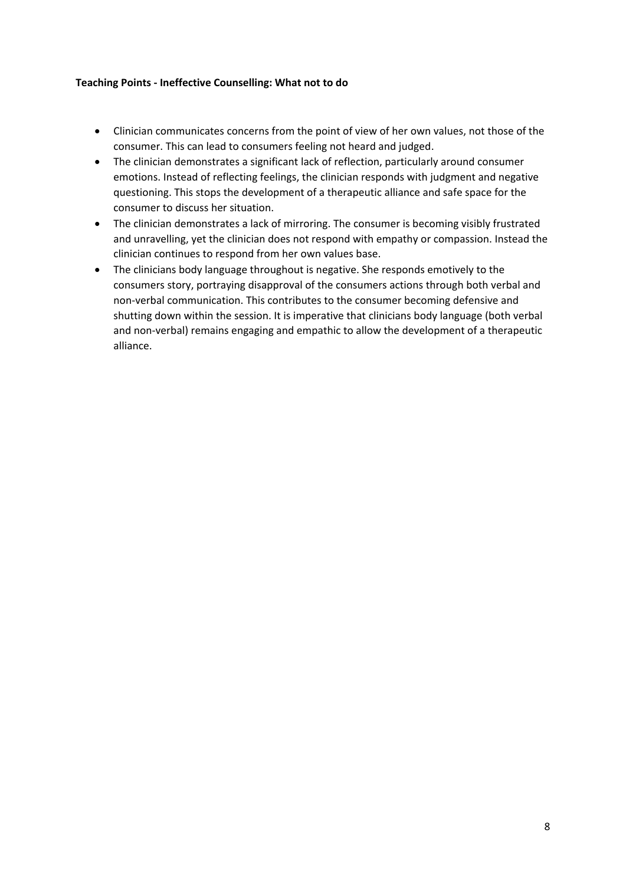**Teaching Points - Ineffective Counselling: What not to do**

- Clinician communicates concerns from the point of view of her own values, not those of the consumer. This can lead to consumers feeling not heard and judged.
- The clinician demonstrates a significant lack of reflection, particularly around consumer emotions. Instead of reflecting feelings, the clinician responds with judgment and negative questioning. This stops the development of a therapeutic alliance and safe space for the consumer to discuss her situation.
- The clinician demonstrates a lack of mirroring. The consumer is becoming visibly frustrated and unravelling, yet the clinician does not respond with empathy or compassion. Instead the clinician continues to respond from her own values base.
- The clinicians body language throughout is negative. She responds emotively to the consumers story, portraying disapproval of the consumers actions through both verbal and non-verbal communication. This contributes to the consumer becoming defensive and shutting down within the session. It is imperative that clinicians body language (both verbal and non-verbal) remains engaging and empathic to allow the development of a therapeutic alliance.